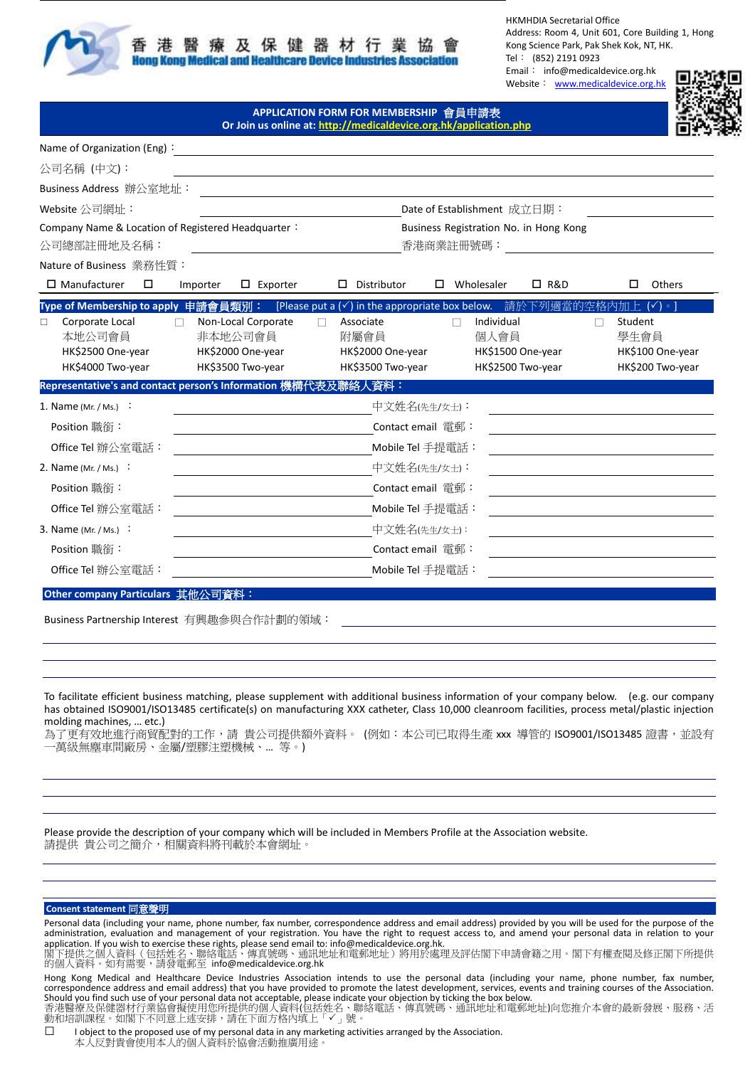香 港 醫 療 及 保 健 器 材 行 業 協 會
Hong Kong Medical and Healthcare Device Industries Association

HKMHDIA Secretarial Office
Address: Room 4, Unit 601, Core Building 1, Hong Kong Science Park, Pak Shek Kok, NT, HK.
Tel： (852) 2191 0923
Email： info@medicaldevice.org.hk
Website： www.medicaldevice.org.hk

## APPLICATION FORM FOR MEMBERSHIP 會員申請表
**Or Join us online at: http://medicaldevice.org.hk/application.php**

Name of Organization (Eng)：______________________

公司名稱 (中文)：______________________

Business Address 辦公室地址：______________________

Website 公司網址：______________________ Date of Establishment 成立日期：______________________

Company Name & Location of Registered Headquarter：
公司總部註冊地及名稱：______________________

Business Registration No. in Hong Kong
香港商業註冊號碼：______________________

Nature of Business 業務性質：

☐ Manufacturer ☐ Importer ☐ Exporter ☐ Distributor ☐ Wholesaler ☐ R&D ☐ Others

**Type of Membership to apply 申請會員類別：** [Please put a (✓) in the appropriate box below. 請於下列適當的空格內加上 (✓)。]

| ☐ Corporate Local 本地公司會員 | ☐ Non-Local Corporate 非本地公司會員 | ☐ Associate 附屬會員 | ☐ Individual 個人會員 | ☐ Student 學生會員 |
|---|---|---|---|---|
| HK$2500 One-year | HK$2000 One-year | HK$2000 One-year | HK$1500 One-year | HK$100 One-year |
| HK$4000 Two-year | HK$3500 Two-year | HK$3500 Two-year | HK$2500 Two-year | HK$200 Two-year |

**Representative's and contact person's Information 機構代表及聯絡人資料：**

1. Name (Mr. / Ms.)：______________________ 中文姓名(先生/女士)：______________________
   Position 職銜：______________________ Contact email 電郵：______________________
   Office Tel 辦公室電話：______________________ Mobile Tel 手提電話：______________________

2. Name (Mr. / Ms.)：______________________ 中文姓名(先生/女士)：______________________
   Position 職銜：______________________ Contact email 電郵：______________________
   Office Tel 辦公室電話：______________________ Mobile Tel 手提電話：______________________

3. Name (Mr. / Ms.)：______________________ 中文姓名(先生/女士)：______________________
   Position 職銜：______________________ Contact email 電郵：______________________
   Office Tel 辦公室電話：______________________ Mobile Tel 手提電話：______________________

**Other company Particulars 其他公司資料：**

Business Partnership Interest 有興趣參與合作計劃的領域：______________________

To facilitate efficient business matching, please supplement with additional business information of your company below. (e.g. our company has obtained ISO9001/ISO13485 certificate(s) on manufacturing XXX catheter, Class 10,000 cleanroom facilities, process metal/plastic injection molding machines, … etc.)
為了更有效地進行商貿配對的工作，請 貴公司提供額外資料。 (例如：本公司已取得生產 xxx 導管的 ISO9001/ISO13485 證書，並設有一萬級無塵車間廠房、金屬/塑膠注塑機械、… 等。)

______________________

Please provide the description of your company which will be included in Members Profile at the Association website.
請提供 貴公司之簡介，相關資料將刊載於本會網址。

______________________

**Consent statement 同意聲明**

Personal data (including your name, phone number, fax number, correspondence address and email address) provided by you will be used for the purpose of the administration, evaluation and management of your registration. You have the right to request access to, and amend your personal data in relation to your application. If you wish to exercise these rights, please send email to: info@medicaldevice.org.hk.
閣下提供之個人資料（包括姓名、聯絡電話、傳真號碼、通訊地址和電郵地址）將用於處理及評估閣下申請會籍之用。閣下有權查閱及修正閣下所提供的個人資料。如有需要，請發電郵至 info@medicaldevice.org.hk

Hong Kong Medical and Healthcare Device Industries Association intends to use the personal data (including your name, phone number, fax number, correspondence address and email address) that you have provided to promote the latest development, services, events and training courses of the Association. Should you find such use of your personal data not acceptable, please indicate your objection by ticking the box below.
香港醫療及保健器材行業協會擬使用您所提供的個人資料(包括姓名、聯絡電話、傳真號碼、通訊地址和電郵地址)向您推介本會的最新發展、服務、活動和培訓課程。如閣下不同意上述安排，請在下面方格內填上「✓」號。

☐ I object to the proposed use of my personal data in any marketing activities arranged by the Association.
本人反對貴會使用本人的個人資料於協會活動推廣用途。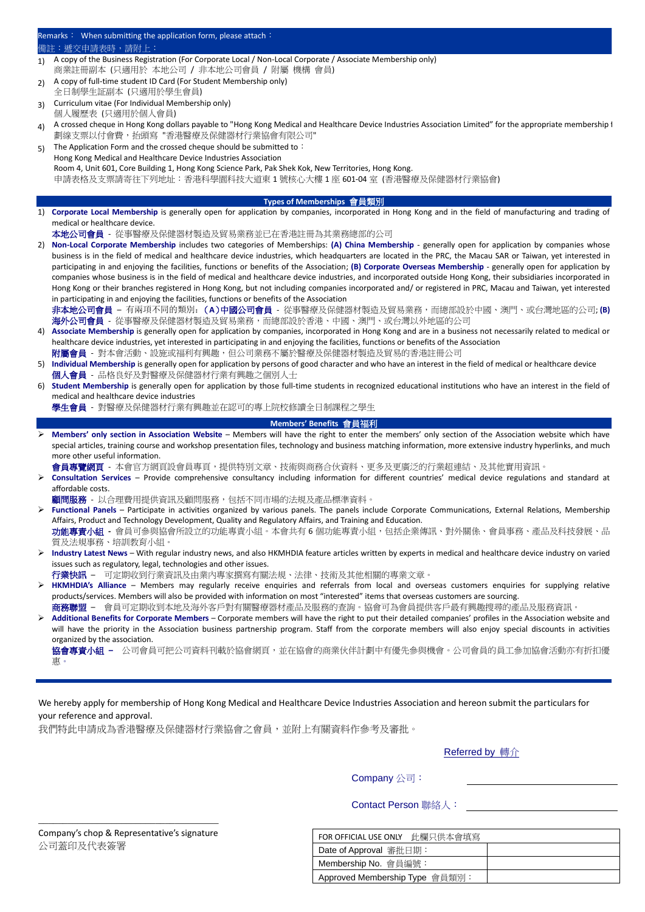**Remarks： When submitting the application form, please attach：**
**備註：遞交申請表時，請附上：**

1) A copy of the Business Registration (For Corporate Local / Non-Local Corporate / Associate Membership only)
   商業註冊副本 (只適用於 本地公司 / 非本地公司會員 / 附屬 機構 會員)
2) A copy of full-time student ID Card (For Student Membership only)
   全日制學生証副本 (只適用於學生會員)
3) Curriculum vitae (For Individual Membership only)
   個人履歷表 (只適用於個人會員)
4) A crossed cheque in Hong Kong dollars payable to "Hong Kong Medical and Healthcare Device Industries Association Limited" for the appropriate membership f
   劃線支票以付會費，抬頭寫 "香港醫療及保健器材行業協會有限公司"
5) The Application Form and the crossed cheque should be submitted to：
   Hong Kong Medical and Healthcare Device Industries Association
   Room 4, Unit 601, Core Building 1, Hong Kong Science Park, Pak Shek Kok, New Territories, Hong Kong.
   申請表格及支票請寄往下列地址：香港科學園科技大道東 1 號核心大樓 1 座 601-04 室 (香港醫療及保健器材行業協會)

## Types of Memberships 會員類別

1) **Corporate Local Membership** is generally open for application by companies, incorporated in Hong Kong and in the field of manufacturing and trading of medical or healthcare device.
   **本地公司會員** - 從事醫療及保健器材製造及貿易業務並已在香港註冊為其業務總部的公司
2) **Non-Local Corporate Membership** includes two categories of Memberships: **(A) China Membership** - generally open for application by companies whose business is in the field of medical and healthcare device industries, which headquarters are located in the PRC, the Macau SAR or Taiwan, yet interested in participating in and enjoying the facilities, functions or benefits of the Association; **(B) Corporate Overseas Membership** - generally open for application by companies whose business is in the field of medical and healthcare device industries, and incorporated outside Hong Kong, their subsidiaries incorporated in Hong Kong or their branches registered in Hong Kong, but not including companies incorporated and/ or registered in PRC, Macau and Taiwan, yet interested in participating in and enjoying the facilities, functions or benefits of the Association
   **非本地公司會員** – 有兩項不同的類別：**(A)中國公司會員** - 從事醫療及保健器材製造及貿易業務，而總部設於中國、澳門、或台灣地區的公司; **(B) 海外公司會員** - 從事醫療及保健器材製造及貿易業務，而總部設於香港、中國、澳門、或台灣以外地區的公司
4) **Associate Membership** is generally open for application by companies, incorporated in Hong Kong and are in a business not necessarily related to medical or healthcare device industries, yet interested in participating in and enjoying the facilities, functions or benefits of the Association
   **附屬會員** - 對本會活動、設施或福利有興趣，但公司業務不屬於醫療及保健器材製造及貿易的香港註冊公司
5) **Individual Membership** is generally open for application by persons of good character and who have an interest in the field of medical or healthcare device
   **個人會員** - 品格良好及對醫療及保健器材行業有興趣之個別人士
6) **Student Membership** is generally open for application by those full-time students in recognized educational institutions who have an interest in the field of medical and healthcare device industries
   **學生會員** - 對醫療及保健器材行業有興趣並在認可的專上院校修讀全日制課程之學生

## Members' Benefits 會員福利

- **Members' only section in Association Website** – Members will have the right to enter the members' only section of the Association website which have special articles, training course and workshop presentation files, technology and business matching information, more extensive industry hyperlinks, and much more other useful information.
  **會員專覽網頁** - 本會官方網頁設會員專頁，提供特別文章、技術與商務合伙資料、更多及更廣泛的行業超連結、及其他實用資訊。
- **Consultation Services** – Provide comprehensive consultancy including information for different countries' medical device regulations and standard at affordable costs.
  **顧問服務** - 以合理費用提供資訊及顧問服務，包括不同市場的法規及產品標準資料。
- **Functional Panels** – Participate in activities organized by various panels. The panels include Corporate Communications, External Relations, Membership Affairs, Product and Technology Development, Quality and Regulatory Affairs, and Training and Education.
  **功能專責小組** - 會員可參與協會所設立的功能專責小組。本會共有 6 個功能專責小組，包括企業傳訊、對外關係、會員事務、產品及科技發展、品質及法規事務、培訓教育小組。
- **Industry Latest News** – With regular industry news, and also HKMHDIA feature articles written by experts in medical and healthcare device industry on varied issues such as regulatory, legal, technologies and other issues.
  **行業快訊** – 可定期收到行業資訊及由業內專家撰寫有關法規、法律、技術及其他相關的專業文章。
- **HKMHDIA's Alliance** – Members may regularly receive enquiries and referrals from local and overseas customers enquiries for supplying relative products/services. Members will also be provided with information on most "interested" items that overseas customers are sourcing.
  **商務聯盟** – 會員可定期收到本地及海外客戶對有關醫療器材產品及服務的查詢。協會可為會員提供客戶最有興趣搜尋的產品及服務資訊。
- **Additional Benefits for Corporate Members** – Corporate members will have the right to put their detailed companies' profiles in the Association website and will have the priority in the Association business partnership program. Staff from the corporate members will also enjoy special discounts in activities organized by the association.
  **協會專責小組** – 公司會員可把公司資料刊載於協會網頁，並在協會的商業伙伴計劃中有優先參與機會。公司會員的員工參加協會活動亦有折扣優惠。

---

We hereby apply for membership of Hong Kong Medical and Healthcare Device Industries Association and hereon submit the particulars for your reference and approval.
我們特此申請成為香港醫療及保健器材行業協會之會員，並附上有關資料作參考及審批。

Referred by 轉介

Company 公司：______________________

Contact Person 聯絡人：______________________

______________________
Company's chop & Representative's signature
公司蓋印及代表簽署

| FOR OFFICIAL USE ONLY 此欄只供本會填寫 | |
|---|---|
| Date of Approval 審批日期： | |
| Membership No. 會員編號： | |
| Approved Membership Type 會員類別： | |